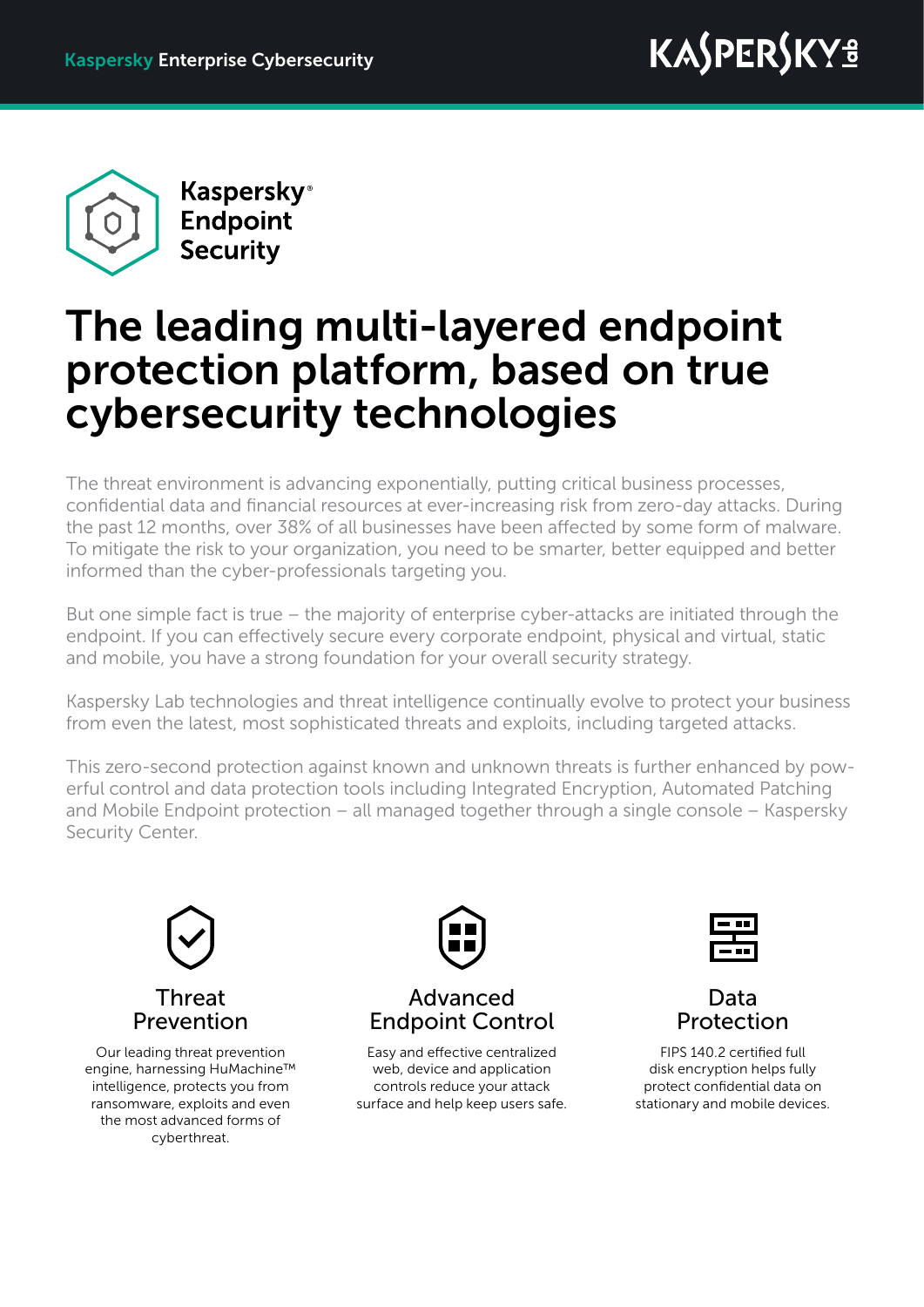Kaspersky Enterprise Cybersecurity

# Kaspersky® Endpoint Security

# The leading multi-layered endpoint protection platform, based on true cybersecurity technologies

The threat environment is advancing exponentially, putting critical business processes, confidential data and financial resources at ever-increasing risk from zero-day attacks. During the past 12 months, over 38% of all businesses have been affected by some form of malware. To mitigate the risk to your organization, you need to be smarter, better equipped and better informed than the cyber-professionals targeting you.

But one simple fact is true – the majority of enterprise cyber-attacks are initiated through the endpoint. If you can effectively secure every corporate endpoint, physical and virtual, static and mobile, you have a strong foundation for your overall security strategy.

Kaspersky Lab technologies and threat intelligence continually evolve to protect your business from even the latest, most sophisticated threats and exploits, including targeted attacks.

This zero-second protection against known and unknown threats is further enhanced by powerful control and data protection tools including Integrated Encryption, Automated Patching and Mobile Endpoint protection – all managed together through a single console – Kaspersky Security Center.

## Threat Prevention

Our leading threat prevention engine, harnessing HuMachine™ intelligence, protects you from ransomware, exploits and even the most advanced forms of cyberthreat.

## Advanced Endpoint Control

Easy and effective centralized web, device and application controls reduce your attack surface and help keep users safe.

## Data Protection

FIPS 140.2 certified full disk encryption helps fully protect confidential data on stationary and mobile devices.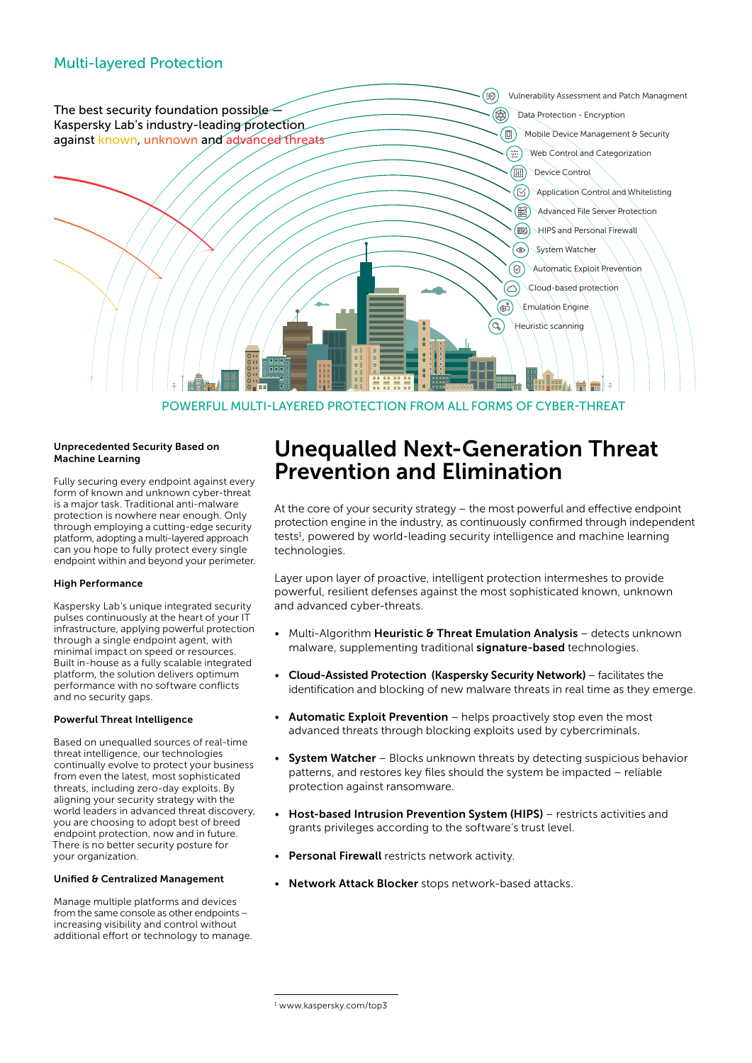## Multi-layered Protection

The best security foundation possible – Kaspersky Lab's industry-leading protection against known, unknown and advanced threats

- Vulnerability Assessment and Patch Managment
- Data Protection - Encryption
- Mobile Device Management & Security
- Web Control and Categorization
- Device Control
- Application Control and Whitelisting
- Advanced File Server Protection
- HIPS and Personal Firewall
- System Watcher
- Automatic Exploit Prevention
- Cloud-based protection
- Emulation Engine
- Heuristic scanning

POWERFUL MULTI-LAYERED PROTECTION FROM ALL FORMS OF CYBER-THREAT

### Unprecedented Security Based on Machine Learning

Fully securing every endpoint against every form of known and unknown cyber-threat is a major task. Traditional anti-malware protection is nowhere near enough. Only through employing a cutting-edge security platform, adopting a multi-layered approach can you hope to fully protect every single endpoint within and beyond your perimeter.

### High Performance

Kaspersky Lab's unique integrated security pulses continuously at the heart of your IT infrastructure, applying powerful protection through a single endpoint agent, with minimal impact on speed or resources. Built in-house as a fully scalable integrated platform, the solution delivers optimum performance with no software conflicts and no security gaps.

### Powerful Threat Intelligence

Based on unequalled sources of real-time threat intelligence, our technologies continually evolve to protect your business from even the latest, most sophisticated threats, including zero-day exploits. By aligning your security strategy with the world leaders in advanced threat discovery, you are choosing to adopt best of breed endpoint protection, now and in future. There is no better security posture for your organization.

### Unified & Centralized Management

Manage multiple platforms and devices from the same console as other endpoints – increasing visibility and control without additional effort or technology to manage.

# Unequalled Next-Generation Threat Prevention and Elimination

At the core of your security strategy – the most powerful and effective endpoint protection engine in the industry, as continuously confirmed through independent tests[1], powered by world-leading security intelligence and machine learning technologies.

Layer upon layer of proactive, intelligent protection intermeshes to provide powerful, resilient defenses against the most sophisticated known, unknown and advanced cyber-threats.

- Multi-Algorithm **Heuristic & Threat Emulation Analysis** – detects unknown malware, supplementing traditional **signature-based** technologies.
- **Cloud-Assisted Protection (Kaspersky Security Network)** – facilitates the identification and blocking of new malware threats in real time as they emerge.
- **Automatic Exploit Prevention** – helps proactively stop even the most advanced threats through blocking exploits used by cybercriminals.
- **System Watcher** – Blocks unknown threats by detecting suspicious behavior patterns, and restores key files should the system be impacted – reliable protection against ransomware.
- **Host-based Intrusion Prevention System (HIPS)** – restricts activities and grants privileges according to the software's trust level.
- **Personal Firewall** restricts network activity.
- **Network Attack Blocker** stops network-based attacks.

[1] www.kaspersky.com/top3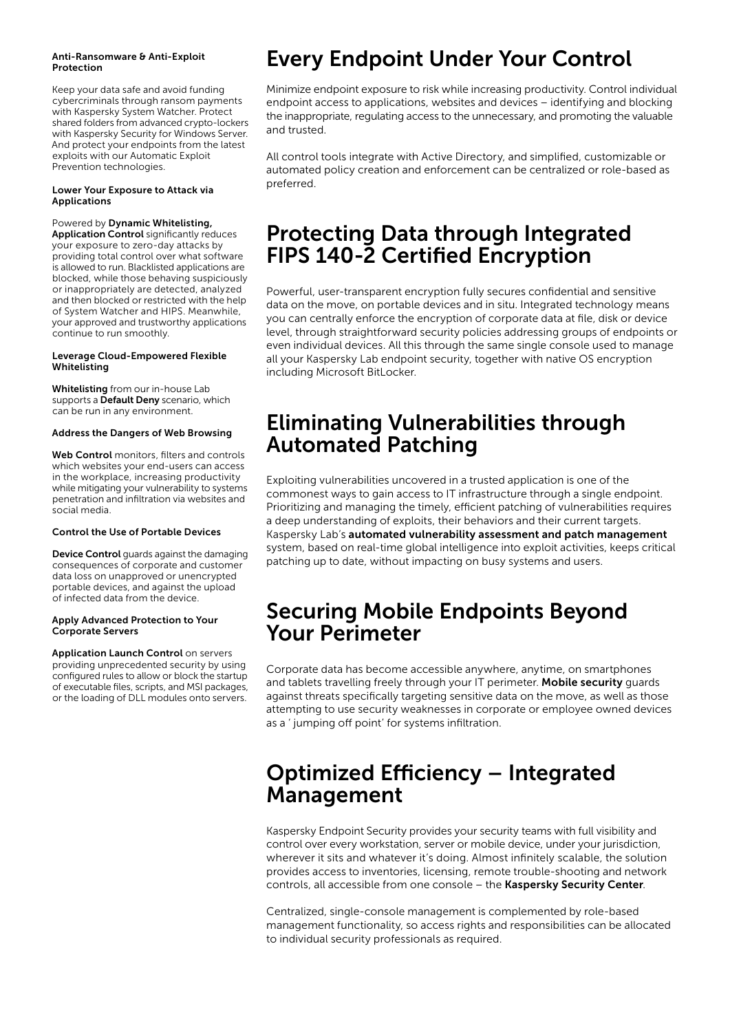#### Anti-Ransomware & Anti-Exploit Protection

Keep your data safe and avoid funding cybercriminals through ransom payments with Kaspersky System Watcher. Protect shared folders from advanced crypto-lockers with Kaspersky Security for Windows Server. And protect your endpoints from the latest exploits with our Automatic Exploit Prevention technologies.

#### Lower Your Exposure to Attack via Applications

Powered by **Dynamic Whitelisting, Application Control** significantly reduces your exposure to zero-day attacks by providing total control over what software is allowed to run. Blacklisted applications are blocked, while those behaving suspiciously or inappropriately are detected, analyzed and then blocked or restricted with the help of System Watcher and HIPS. Meanwhile, your approved and trustworthy applications continue to run smoothly.

#### Leverage Cloud-Empowered Flexible Whitelisting

**Whitelisting** from our in-house Lab supports a **Default Deny** scenario, which can be run in any environment.

#### Address the Dangers of Web Browsing

**Web Control** monitors, filters and controls which websites your end-users can access in the workplace, increasing productivity while mitigating your vulnerability to systems penetration and infiltration via websites and social media.

#### Control the Use of Portable Devices

**Device Control** guards against the damaging consequences of corporate and customer data loss on unapproved or unencrypted portable devices, and against the upload of infected data from the device.

#### Apply Advanced Protection to Your Corporate Servers

**Application Launch Control** on servers providing unprecedented security by using configured rules to allow or block the startup of executable files, scripts, and MSI packages, or the loading of DLL modules onto servers.

# Every Endpoint Under Your Control

Minimize endpoint exposure to risk while increasing productivity. Control individual endpoint access to applications, websites and devices – identifying and blocking the inappropriate, regulating access to the unnecessary, and promoting the valuable and trusted.

All control tools integrate with Active Directory, and simplified, customizable or automated policy creation and enforcement can be centralized or role-based as preferred.

# Protecting Data through Integrated FIPS 140-2 Certified Encryption

Powerful, user-transparent encryption fully secures confidential and sensitive data on the move, on portable devices and in situ. Integrated technology means you can centrally enforce the encryption of corporate data at file, disk or device level, through straightforward security policies addressing groups of endpoints or even individual devices. All this through the same single console used to manage all your Kaspersky Lab endpoint security, together with native OS encryption including Microsoft BitLocker.

# Eliminating Vulnerabilities through Automated Patching

Exploiting vulnerabilities uncovered in a trusted application is one of the commonest ways to gain access to IT infrastructure through a single endpoint. Prioritizing and managing the timely, efficient patching of vulnerabilities requires a deep understanding of exploits, their behaviors and their current targets. Kaspersky Lab's **automated vulnerability assessment and patch management** system, based on real-time global intelligence into exploit activities, keeps critical patching up to date, without impacting on busy systems and users.

# Securing Mobile Endpoints Beyond Your Perimeter

Corporate data has become accessible anywhere, anytime, on smartphones and tablets travelling freely through your IT perimeter. **Mobile security** guards against threats specifically targeting sensitive data on the move, as well as those attempting to use security weaknesses in corporate or employee owned devices as a ' jumping off point' for systems infiltration.

# Optimized Efficiency – Integrated Management

Kaspersky Endpoint Security provides your security teams with full visibility and control over every workstation, server or mobile device, under your jurisdiction, wherever it sits and whatever it's doing. Almost infinitely scalable, the solution provides access to inventories, licensing, remote trouble-shooting and network controls, all accessible from one console – the **Kaspersky Security Center**.

Centralized, single-console management is complemented by role-based management functionality, so access rights and responsibilities can be allocated to individual security professionals as required.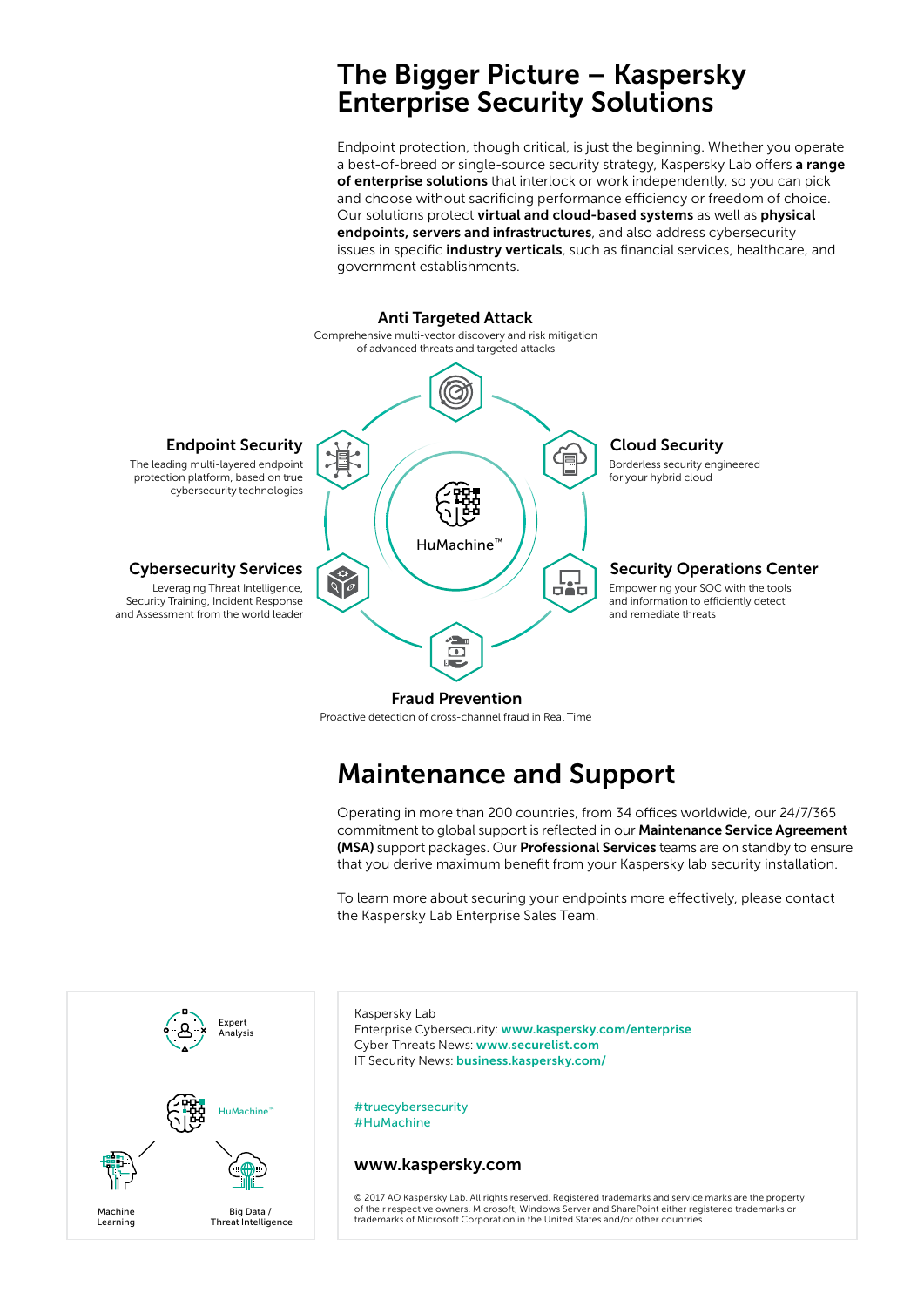# The Bigger Picture – Kaspersky Enterprise Security Solutions

Endpoint protection, though critical, is just the beginning. Whether you operate a best-of-breed or single-source security strategy, Kaspersky Lab offers **a range of enterprise solutions** that interlock or work independently, so you can pick and choose without sacrificing performance efficiency or freedom of choice. Our solutions protect **virtual and cloud-based systems** as well as **physical endpoints, servers and infrastructures**, and also address cybersecurity issues in specific **industry verticals**, such as financial services, healthcare, and government establishments.

**Anti Targeted Attack**
Comprehensive multi-vector discovery and risk mitigation of advanced threats and targeted attacks

**Endpoint Security**
The leading multi-layered endpoint protection platform, based on true cybersecurity technologies

**Cloud Security**
Borderless security engineered for your hybrid cloud

HuMachine™

**Cybersecurity Services**
Leveraging Threat Intelligence, Security Training, Incident Response and Assessment from the world leader

**Security Operations Center**
Empowering your SOC with the tools and information to efficiently detect and remediate threats

**Fraud Prevention**
Proactive detection of cross-channel fraud in Real Time

# Maintenance and Support

Operating in more than 200 countries, from 34 offices worldwide, our 24/7/365 commitment to global support is reflected in our **Maintenance Service Agreement (MSA)** support packages. Our **Professional Services** teams are on standby to ensure that you derive maximum benefit from your Kaspersky lab security installation.

To learn more about securing your endpoints more effectively, please contact the Kaspersky Lab Enterprise Sales Team.

Expert Analysis

HuMachine™

Machine Learning

Big Data / Threat Intelligence

Kaspersky Lab
Enterprise Cybersecurity: www.kaspersky.com/enterprise
Cyber Threats News: www.securelist.com
IT Security News: business.kaspersky.com/

#truecybersecurity
#HuMachine

**www.kaspersky.com**

© 2017 AO Kaspersky Lab. All rights reserved. Registered trademarks and service marks are the property of their respective owners. Microsoft, Windows Server and SharePoint either registered trademarks or trademarks of Microsoft Corporation in the United States and/or other countries.